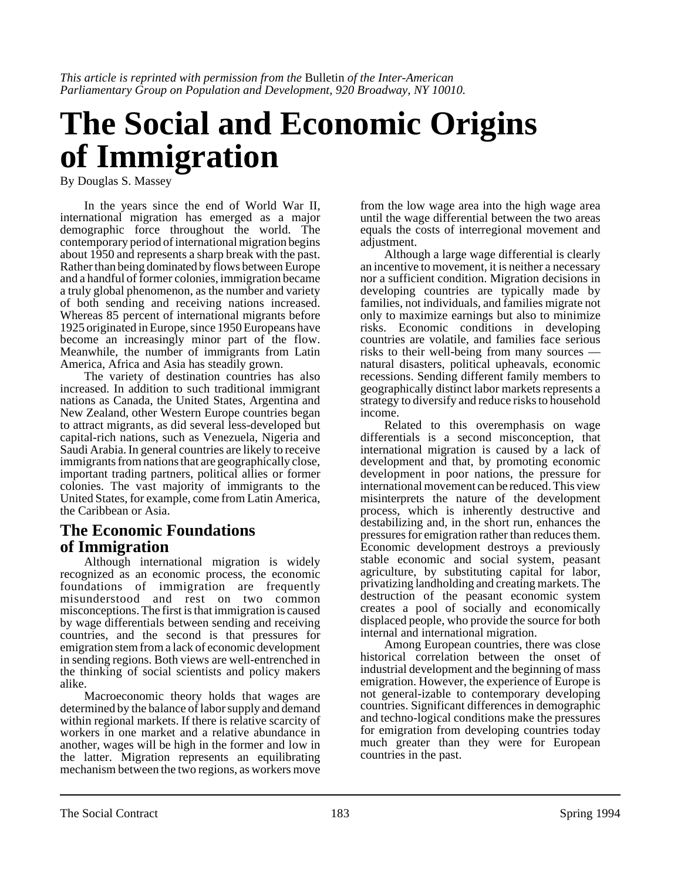*This article is reprinted with permission from the* Bulletin *of the Inter-American Parliamentary Group on Population and Development, 920 Broadway, NY 10010.*

# The Social and Economic Origins of Immigration

By Douglas S. Massey

In the years since the end of World War II, international migration has emerged as a major demographic force throughout the world. The contemporary period of international migration begins about 1950 and represents a sharp break with the past. Rather than being dominated by flows between Europe and a handful of former colonies, immigration became a truly global phenomenon, as the number and variety of both sending and receiving nations increased. Whereas 85 percent of international migrants before 1925 originated in Europe, since 1950 Europeans have become an increasingly minor part of the flow. Meanwhile, the number of immigrants from Latin America, Africa and Asia has steadily grown.

The variety of destination countries has also increased. In addition to such traditional immigrant nations as Canada, the United States, Argentina and New Zealand, other Western Europe countries began to attract migrants, as did several less-developed but capital-rich nations, such as Venezuela, Nigeria and Saudi Arabia. In general countries are likely to receive immigrants from nations that are geographically close, important trading partners, political allies or former colonies. The vast majority of immigrants to the United States, for example, come from Latin America, the Caribbean or Asia.

## The Economic Foundations of Immigration

Although international migration is widely recognized as an economic process, the economic foundations of immigration are frequently misunderstood and rest on two common misconceptions. The first is that immigration is caused by wage differentials between sending and receiving countries, and the second is that pressures for emigration stem from a lack of economic development in sending regions. Both views are well-entrenched in the thinking of social scientists and policy makers alike.

Macroeconomic theory holds that wages are determined by the balance of labor supply and demand within regional markets. If there is relative scarcity of workers in one market and a relative abundance in another, wages will be high in the former and low in the latter. Migration represents an equilibrating mechanism between the two regions, as workers move from the low wage area into the high wage area until the wage differential between the two areas equals the costs of interregional movement and adjustment.

Although a large wage differential is clearly an incentive to movement, it is neither a necessary nor a sufficient condition. Migration decisions in developing countries are typically made by families, not individuals, and families migrate not only to maximize earnings but also to minimize risks. Economic conditions in developing countries are volatile, and families face serious risks to their well-being from many sources — natural disasters, political upheavals, economic recessions. Sending different family members to geographically distinct labor markets represents a strategy to diversify and reduce risks to household income.

Related to this overemphasis on wage differentials is a second misconception, that international migration is caused by a lack of development and that, by promoting economic development in poor nations, the pressure for international movement can be reduced. This view misinterprets the nature of the development process, which is inherently destructive and destabilizing and, in the short run, enhances the pressures for emigration rather than reduces them. Economic development destroys a previously stable economic and social system, peasant agriculture, by substituting capital for labor, privatizing landholding and creating markets. The destruction of the peasant economic system creates a pool of socially and economically displaced people, who provide the source for both internal and international migration.

Among European countries, there was close historical correlation between the onset of industrial development and the beginning of mass emigration. However, the experience of Europe is not general-izable to contemporary developing countries. Significant differences in demographic and techno-logical conditions make the pressures for emigration from developing countries today much greater than they were for European countries in the past.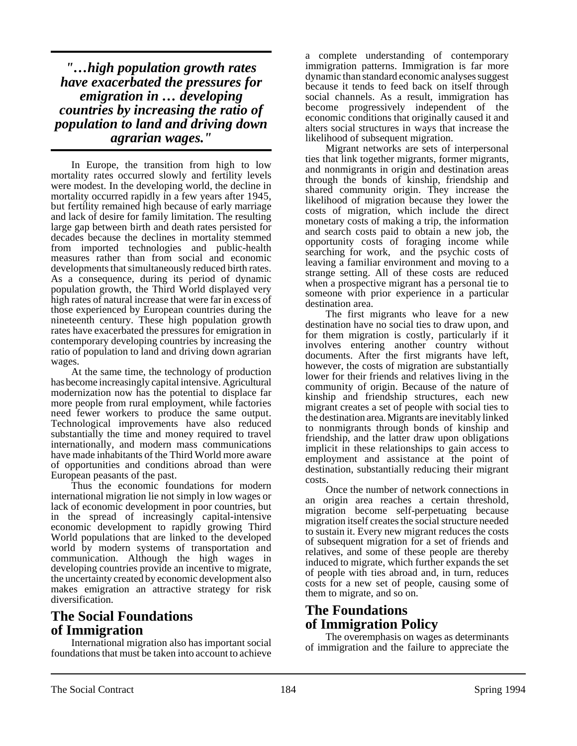*"…high population growth rates have exacerbated the pressures for emigration in … developing countries by increasing the ratio of population to land and driving down agrarian wages."*

In Europe, the transition from high to low mortality rates occurred slowly and fertility levels were modest. In the developing world, the decline in mortality occurred rapidly in a few years after 1945, but fertility remained high because of early marriage and lack of desire for family limitation. The resulting large gap between birth and death rates persisted for decades because the declines in mortality stemmed from imported technologies and public-health measures rather than from social and economic developments that simultaneously reduced birth rates. As a consequence, during its period of dynamic population growth, the Third World displayed very high rates of natural increase that were far in excess of those experienced by European countries during the nineteenth century. These high population growth rates have exacerbated the pressures for emigration in contemporary developing countries by increasing the ratio of population to land and driving down agrarian wages.

At the same time, the technology of production has become increasingly capital intensive. Agricultural modernization now has the potential to displace far more people from rural employment, while factories need fewer workers to produce the same output. Technological improvements have also reduced substantially the time and money required to travel internationally, and modern mass communications have made inhabitants of the Third World more aware of opportunities and conditions abroad than were European peasants of the past.

Thus the economic foundations for modern international migration lie not simply in low wages or lack of economic development in poor countries, but in the spread of increasingly capital-intensive economic development to rapidly growing Third World populations that are linked to the developed world by modern systems of transportation and communication. Although the high wages in developing countries provide an incentive to migrate, the uncertainty created by economic development also makes emigration an attractive strategy for risk diversification.

## The Social Foundations of Immigration

International migration also has important social foundations that must be taken into account to achieve a complete understanding of contemporary immigration patterns. Immigration is far more dynamic than standard economic analyses suggest because it tends to feed back on itself through social channels. As a result, immigration has become progressively independent of the economic conditions that originally caused it and alters social structures in ways that increase the likelihood of subsequent migration.

Migrant networks are sets of interpersonal ties that link together migrants, former migrants, and nonmigrants in origin and destination areas through the bonds of kinship, friendship and shared community origin. They increase the likelihood of migration because they lower the costs of migration, which include the direct monetary costs of making a trip, the information and search costs paid to obtain a new job, the opportunity costs of foraging income while searching for work, and the psychic costs of leaving a familiar environment and moving to a strange setting. All of these costs are reduced when a prospective migrant has a personal tie to someone with prior experience in a particular destination area.

The first migrants who leave for a new destination have no social ties to draw upon, and for them migration is costly, particularly if it involves entering another country without documents. After the first migrants have left, however, the costs of migration are substantially lower for their friends and relatives living in the community of origin. Because of the nature of kinship and friendship structures, each new migrant creates a set of people with social ties to the destination area. Migrants are inevitably linked to nonmigrants through bonds of kinship and friendship, and the latter draw upon obligations implicit in these relationships to gain access to employment and assistance at the point of destination, substantially reducing their migrant costs.

Once the number of network connections in an origin area reaches a certain threshold, migration become self-perpetuating because migration itself creates the social structure needed to sustain it. Every new migrant reduces the costs of subsequent migration for a set of friends and relatives, and some of these people are thereby induced to migrate, which further expands the set of people with ties abroad and, in turn, reduces costs for a new set of people, causing some of them to migrate, and so on.

## The Foundations of Immigration Policy

The overemphasis on wages as determinants of immigration and the failure to appreciate the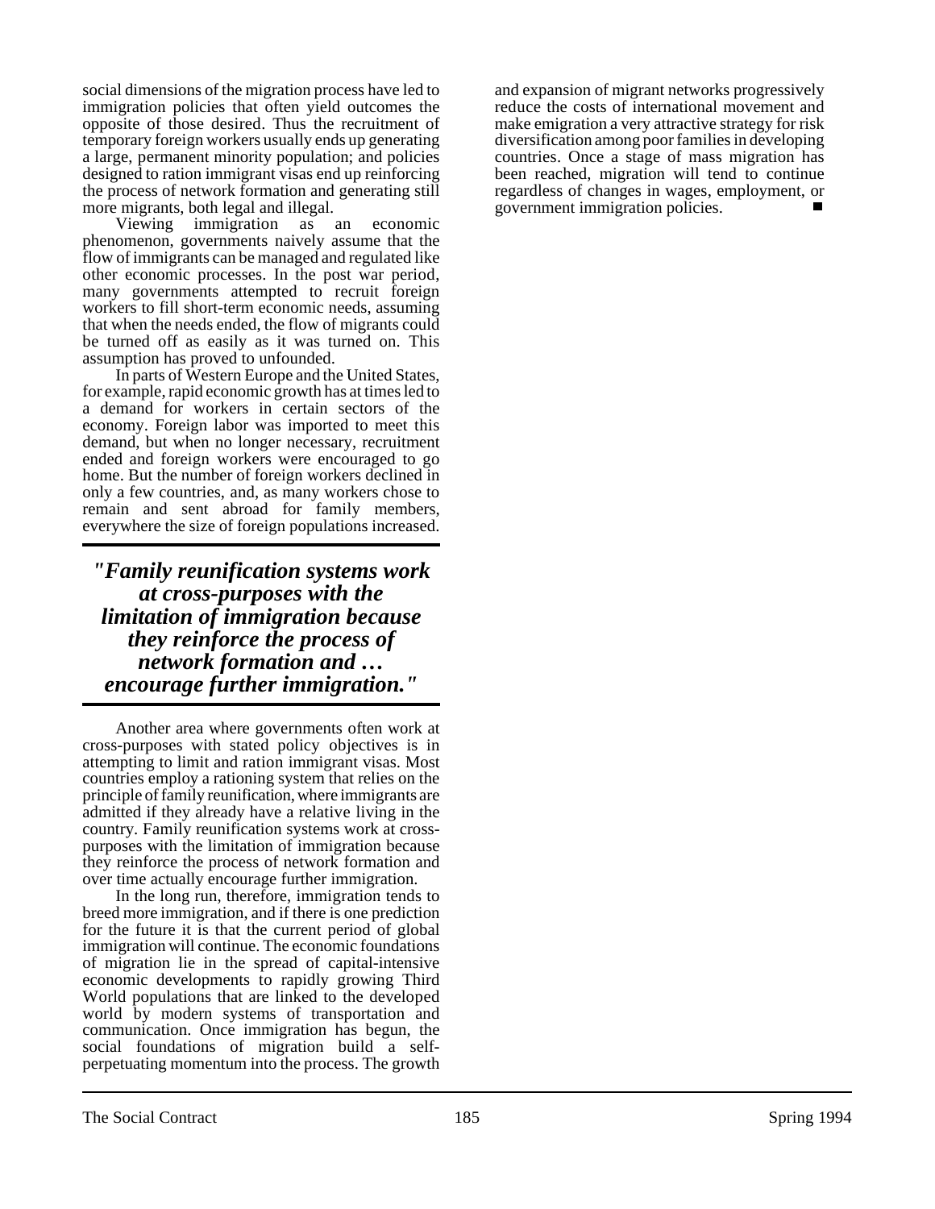social dimensions of the migration process have led to immigration policies that often yield outcomes the opposite of those desired. Thus the recruitment of temporary foreign workers usually ends up generating a large, permanent minority population; and policies designed to ration immigrant visas end up reinforcing the process of network formation and generating still more migrants, both legal and illegal.

Viewing immigration as an economic phenomenon, governments naively assume that the flow of immigrants can be managed and regulated like other economic processes. In the post war period, many governments attempted to recruit foreign workers to fill short-term economic needs, assuming that when the needs ended, the flow of migrants could be turned off as easily as it was turned on. This assumption has proved to unfounded.

In parts of Western Europe and the United States, for example, rapid economic growth has at times led to a demand for workers in certain sectors of the economy. Foreign labor was imported to meet this demand, but when no longer necessary, recruitment ended and foreign workers were encouraged to go home. But the number of foreign workers declined in only a few countries, and, as many workers chose to remain and sent abroad for family members, everywhere the size of foreign populations increased.

***"Family reunification systems work at cross-purposes with the limitation of immigration because they reinforce the process of network formation and … encourage further immigration."***

Another area where governments often work at cross-purposes with stated policy objectives is in attempting to limit and ration immigrant visas. Most countries employ a rationing system that relies on the principle of family reunification, where immigrants are admitted if they already have a relative living in the country. Family reunification systems work at cross-purposes with the limitation of immigration because they reinforce the process of network formation and over time actually encourage further immigration.

In the long run, therefore, immigration tends to breed more immigration, and if there is one prediction for the future it is that the current period of global immigration will continue. The economic foundations of migration lie in the spread of capital-intensive economic developments to rapidly growing Third World populations that are linked to the developed world by modern systems of transportation and communication. Once immigration has begun, the social foundations of migration build a self-perpetuating momentum into the process. The growth and expansion of migrant networks progressively reduce the costs of international movement and make emigration a very attractive strategy for risk diversification among poor families in developing countries. Once a stage of mass migration has been reached, migration will tend to continue regardless of changes in wages, employment, or government immigration policies. ■